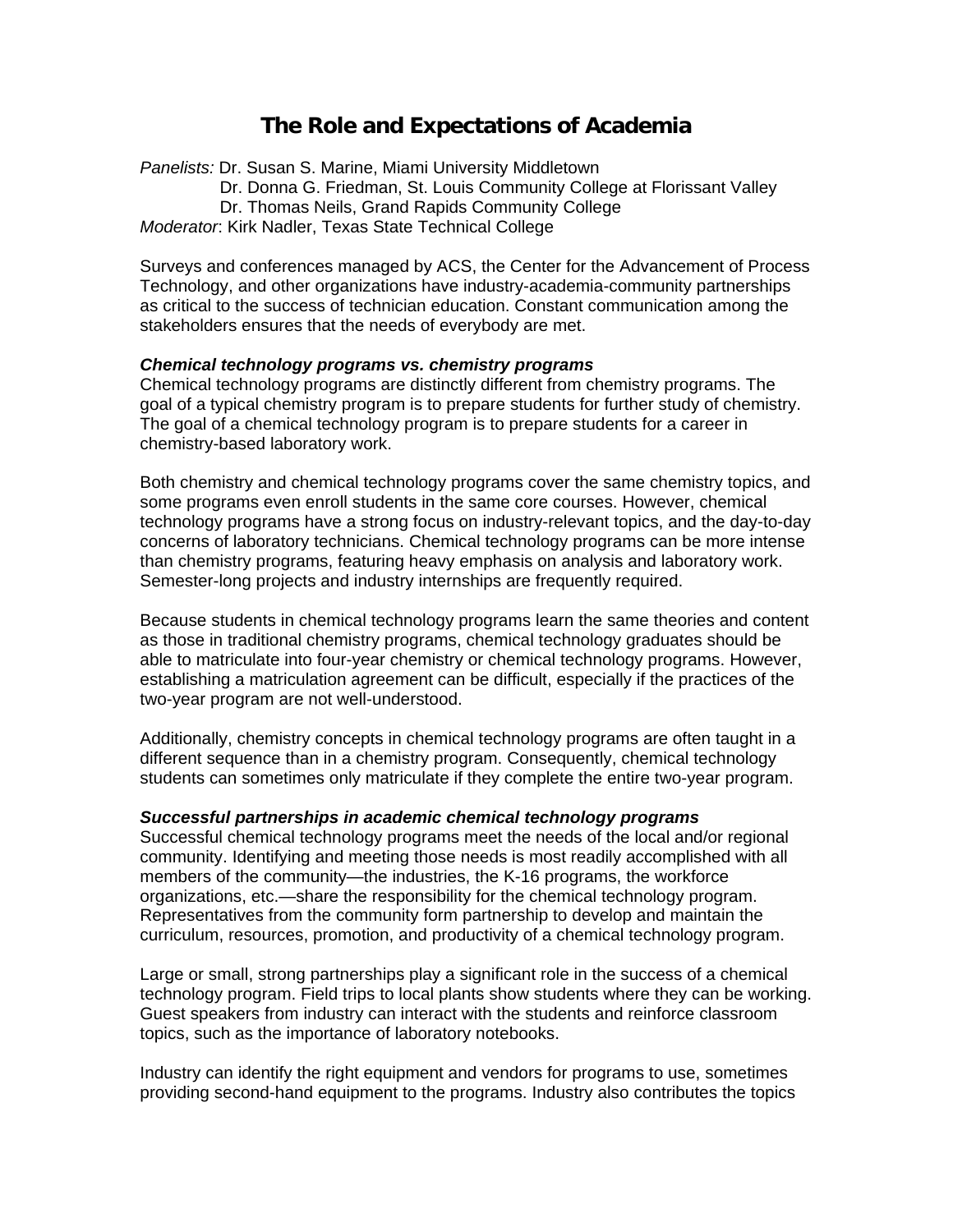# The Role and Expectations of Academia

*Panelists:* Dr. Susan S. Marine, Miami University Middletown
Dr. Donna G. Friedman, St. Louis Community College at Florissant Valley
Dr. Thomas Neils, Grand Rapids Community College
*Moderator*: Kirk Nadler, Texas State Technical College

Surveys and conferences managed by ACS, the Center for the Advancement of Process Technology, and other organizations have industry-academia-community partnerships as critical to the success of technician education. Constant communication among the stakeholders ensures that the needs of everybody are met.

***Chemical technology programs vs. chemistry programs***

Chemical technology programs are distinctly different from chemistry programs. The goal of a typical chemistry program is to prepare students for further study of chemistry. The goal of a chemical technology program is to prepare students for a career in chemistry-based laboratory work.

Both chemistry and chemical technology programs cover the same chemistry topics, and some programs even enroll students in the same core courses. However, chemical technology programs have a strong focus on industry-relevant topics, and the day-to-day concerns of laboratory technicians. Chemical technology programs can be more intense than chemistry programs, featuring heavy emphasis on analysis and laboratory work. Semester-long projects and industry internships are frequently required.

Because students in chemical technology programs learn the same theories and content as those in traditional chemistry programs, chemical technology graduates should be able to matriculate into four-year chemistry or chemical technology programs. However, establishing a matriculation agreement can be difficult, especially if the practices of the two-year program are not well-understood.

Additionally, chemistry concepts in chemical technology programs are often taught in a different sequence than in a chemistry program. Consequently, chemical technology students can sometimes only matriculate if they complete the entire two-year program.

***Successful partnerships in academic chemical technology programs***

Successful chemical technology programs meet the needs of the local and/or regional community. Identifying and meeting those needs is most readily accomplished with all members of the community—the industries, the K-16 programs, the workforce organizations, etc.—share the responsibility for the chemical technology program. Representatives from the community form partnership to develop and maintain the curriculum, resources, promotion, and productivity of a chemical technology program.

Large or small, strong partnerships play a significant role in the success of a chemical technology program. Field trips to local plants show students where they can be working. Guest speakers from industry can interact with the students and reinforce classroom topics, such as the importance of laboratory notebooks.

Industry can identify the right equipment and vendors for programs to use, sometimes providing second-hand equipment to the programs. Industry also contributes the topics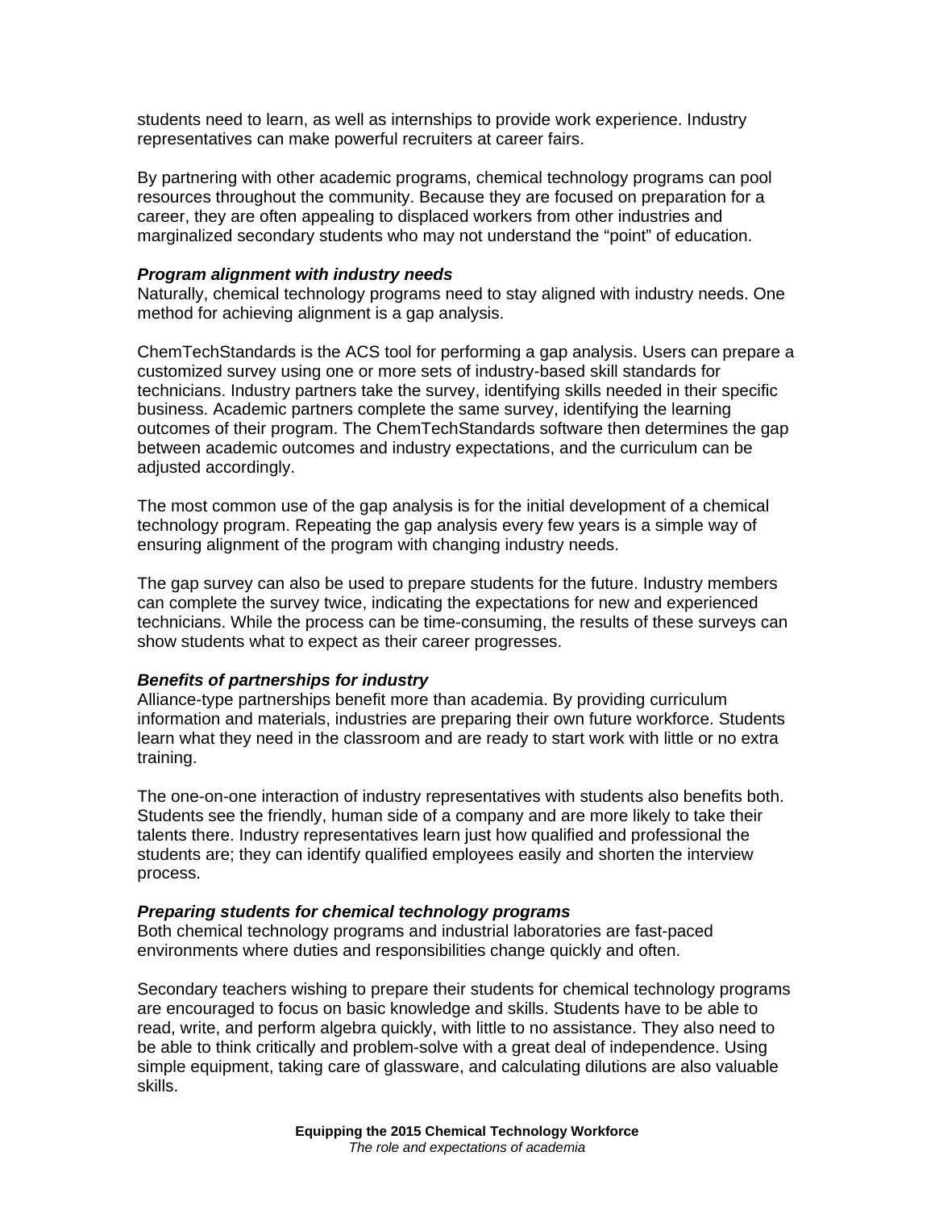students need to learn, as well as internships to provide work experience. Industry representatives can make powerful recruiters at career fairs.

By partnering with other academic programs, chemical technology programs can pool resources throughout the community. Because they are focused on preparation for a career, they are often appealing to displaced workers from other industries and marginalized secondary students who may not understand the "point" of education.

***Program alignment with industry needs***

Naturally, chemical technology programs need to stay aligned with industry needs. One method for achieving alignment is a gap analysis.

ChemTechStandards is the ACS tool for performing a gap analysis. Users can prepare a customized survey using one or more sets of industry-based skill standards for technicians. Industry partners take the survey, identifying skills needed in their specific business. Academic partners complete the same survey, identifying the learning outcomes of their program. The ChemTechStandards software then determines the gap between academic outcomes and industry expectations, and the curriculum can be adjusted accordingly.

The most common use of the gap analysis is for the initial development of a chemical technology program. Repeating the gap analysis every few years is a simple way of ensuring alignment of the program with changing industry needs.

The gap survey can also be used to prepare students for the future. Industry members can complete the survey twice, indicating the expectations for new and experienced technicians. While the process can be time-consuming, the results of these surveys can show students what to expect as their career progresses.

***Benefits of partnerships for industry***

Alliance-type partnerships benefit more than academia. By providing curriculum information and materials, industries are preparing their own future workforce. Students learn what they need in the classroom and are ready to start work with little or no extra training.

The one-on-one interaction of industry representatives with students also benefits both. Students see the friendly, human side of a company and are more likely to take their talents there. Industry representatives learn just how qualified and professional the students are; they can identify qualified employees easily and shorten the interview process.

***Preparing students for chemical technology programs***

Both chemical technology programs and industrial laboratories are fast-paced environments where duties and responsibilities change quickly and often.

Secondary teachers wishing to prepare their students for chemical technology programs are encouraged to focus on basic knowledge and skills. Students have to be able to read, write, and perform algebra quickly, with little to no assistance. They also need to be able to think critically and problem-solve with a great deal of independence. Using simple equipment, taking care of glassware, and calculating dilutions are also valuable skills.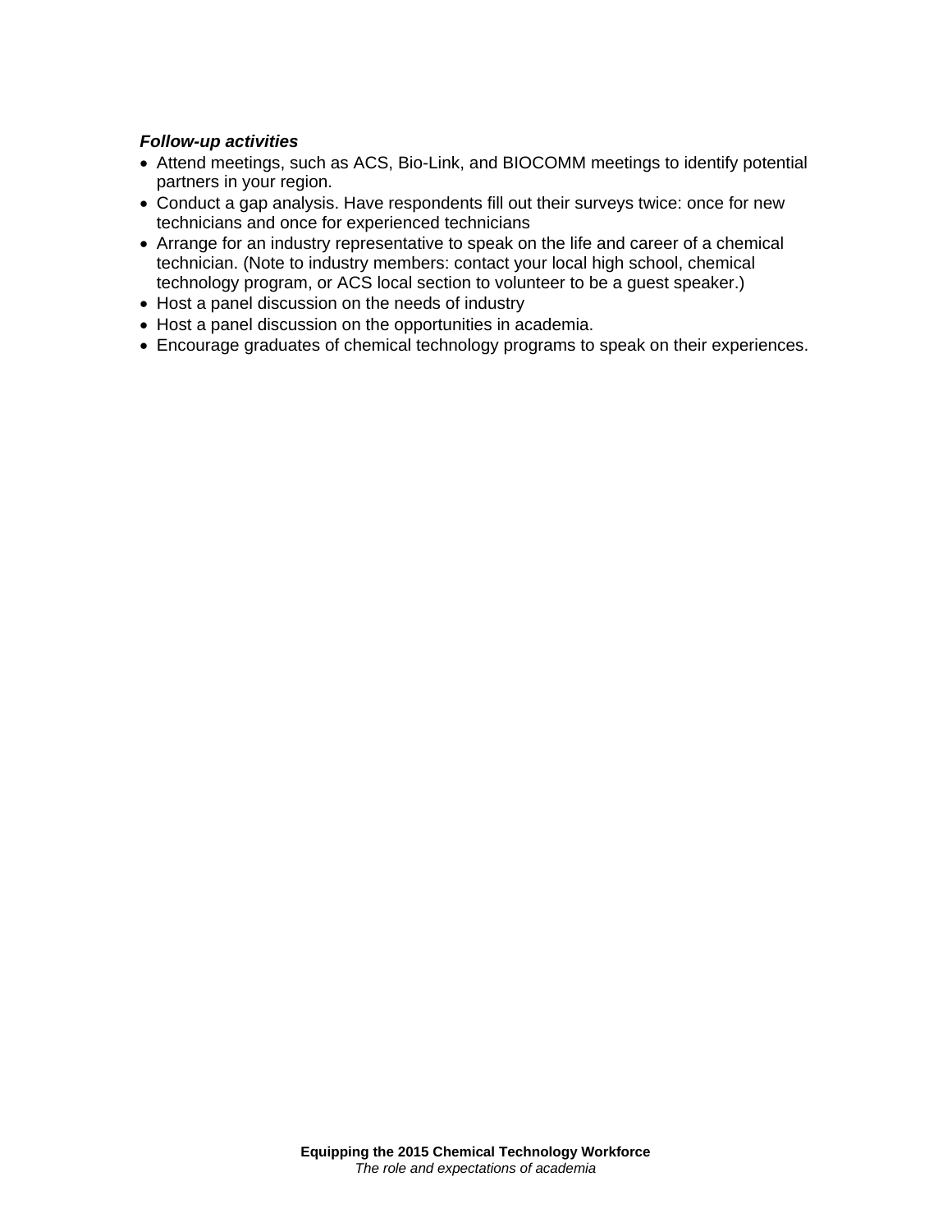***Follow-up activities***

- Attend meetings, such as ACS, Bio-Link, and BIOCOMM meetings to identify potential partners in your region.
- Conduct a gap analysis. Have respondents fill out their surveys twice: once for new technicians and once for experienced technicians
- Arrange for an industry representative to speak on the life and career of a chemical technician. (Note to industry members: contact your local high school, chemical technology program, or ACS local section to volunteer to be a guest speaker.)
- Host a panel discussion on the needs of industry
- Host a panel discussion on the opportunities in academia.
- Encourage graduates of chemical technology programs to speak on their experiences.